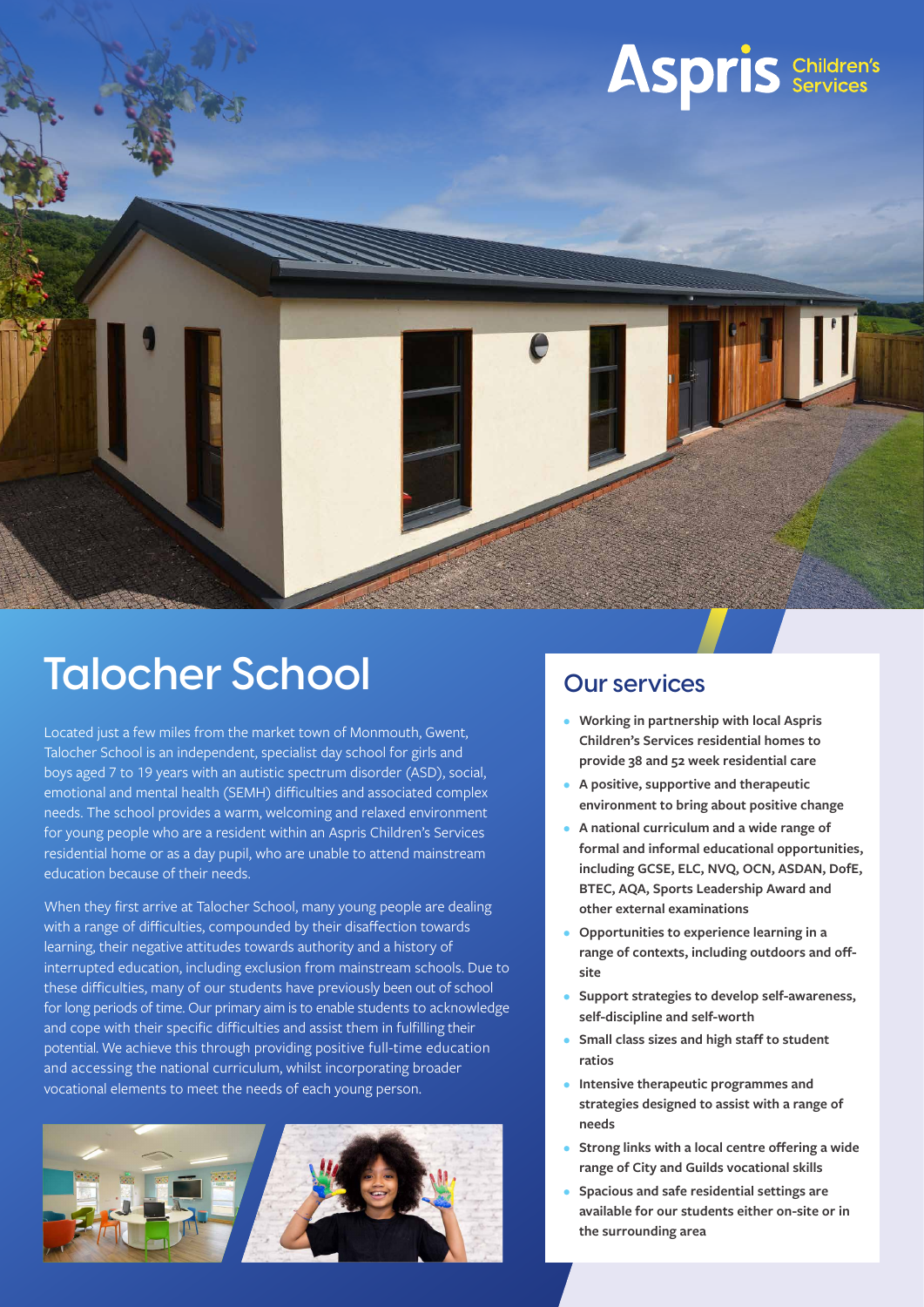Aspris Children's Services

# Talocher School

Located just a few miles from the market town of Monmouth, Gwent, Talocher School is an independent, specialist day school for girls and boys aged 7 to 19 years with an autistic spectrum disorder (ASD), social, emotional and mental health (SEMH) difficulties and associated complex needs. The school provides a warm, welcoming and relaxed environment for young people who are a resident within an Aspris Children's Services residential home or as a day pupil, who are unable to attend mainstream education because of their needs.

When they first arrive at Talocher School, many young people are dealing with a range of difficulties, compounded by their disaffection towards learning, their negative attitudes towards authority and a history of interrupted education, including exclusion from mainstream schools. Due to these difficulties, many of our students have previously been out of school for long periods of time. Our primary aim is to enable students to acknowledge and cope with their specific difficulties and assist them in fulfilling their potential. We achieve this through providing positive full-time education and accessing the national curriculum, whilst incorporating broader vocational elements to meet the needs of each young person.

## Our services

- **Working in partnership with local Aspris Children's Services residential homes to provide 38 and 52 week residential care**
- **A positive, supportive and therapeutic environment to bring about positive change**
- **A national curriculum and a wide range of formal and informal educational opportunities, including GCSE, ELC, NVQ, OCN, ASDAN, DofE, BTEC, AQA, Sports Leadership Award and other external examinations**
- **Opportunities to experience learning in a range of contexts, including outdoors and off-site**
- **Support strategies to develop self-awareness, self-discipline and self-worth**
- **Small class sizes and high staff to student ratios**
- **Intensive therapeutic programmes and strategies designed to assist with a range of needs**
- **Strong links with a local centre offering a wide range of City and Guilds vocational skills**
- **Spacious and safe residential settings are available for our students either on-site or in the surrounding area**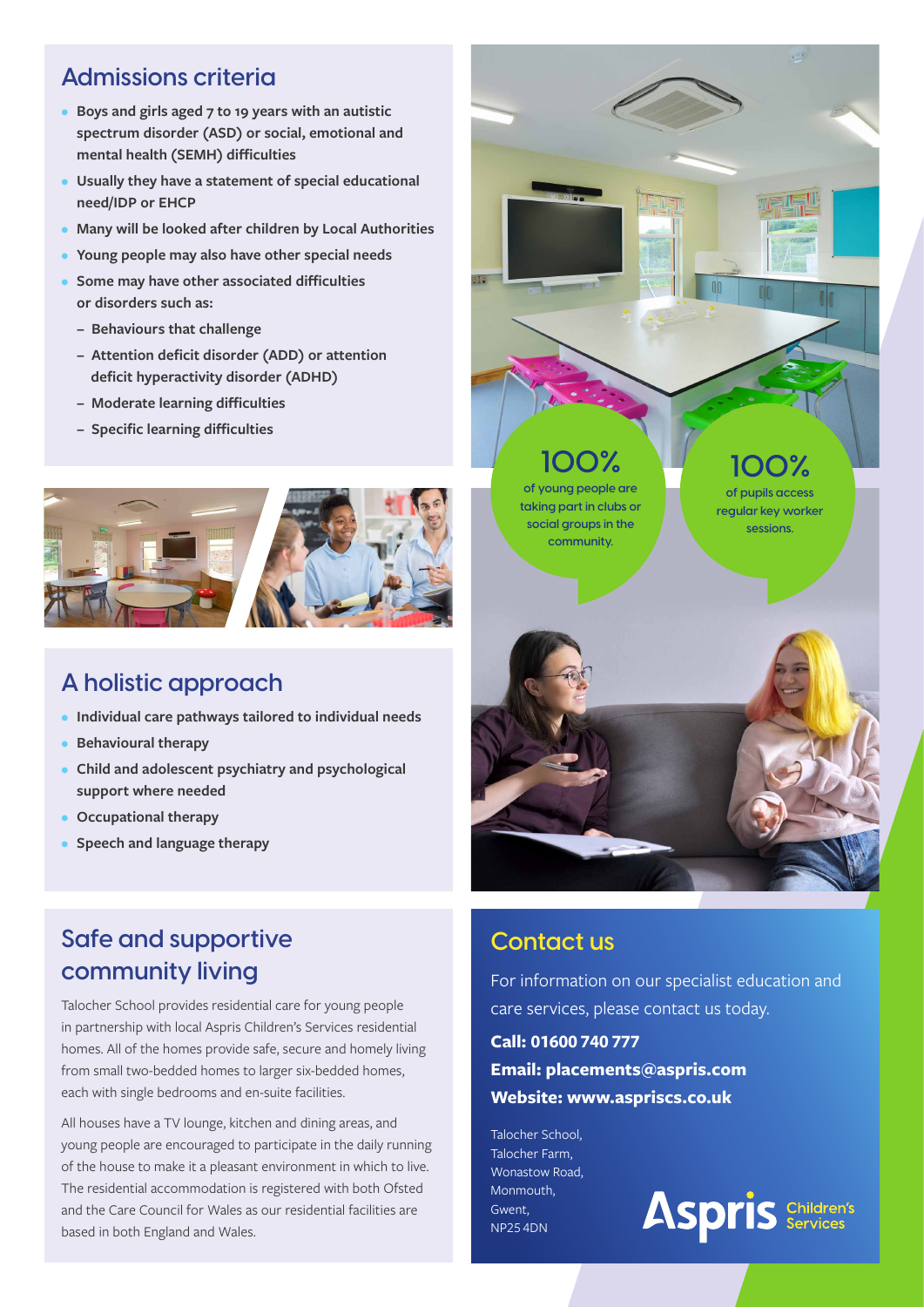## Admissions criteria

- Boys and girls aged 7 to 19 years with an autistic spectrum disorder (ASD) or social, emotional and mental health (SEMH) difficulties
- Usually they have a statement of special educational need/IDP or EHCP
- Many will be looked after children by Local Authorities
- Young people may also have other special needs
- Some may have other associated difficulties or disorders such as:
  - Behaviours that challenge
  - Attention deficit disorder (ADD) or attention deficit hyperactivity disorder (ADHD)
  - Moderate learning difficulties
  - Specific learning difficulties

100%
of young people are taking part in clubs or social groups in the community.

100%
of pupils access regular key worker sessions.

## A holistic approach

- Individual care pathways tailored to individual needs
- Behavioural therapy
- Child and adolescent psychiatry and psychological support where needed
- Occupational therapy
- Speech and language therapy

## Safe and supportive community living

Talocher School provides residential care for young people in partnership with local Aspris Children's Services residential homes. All of the homes provide safe, secure and homely living from small two-bedded homes to larger six-bedded homes, each with single bedrooms and en-suite facilities.

All houses have a TV lounge, kitchen and dining areas, and young people are encouraged to participate in the daily running of the house to make it a pleasant environment in which to live. The residential accommodation is registered with both Ofsted and the Care Council for Wales as our residential facilities are based in both England and Wales.

## Contact us

For information on our specialist education and care services, please contact us today.

**Call: 01600 740 777**
**Email: placements@aspris.com**
**Website: www.aspriscs.co.uk**

Talocher School,
Talocher Farm,
Wonastow Road,
Monmouth,
Gwent,
NP25 4DN

Aspris Children's Services